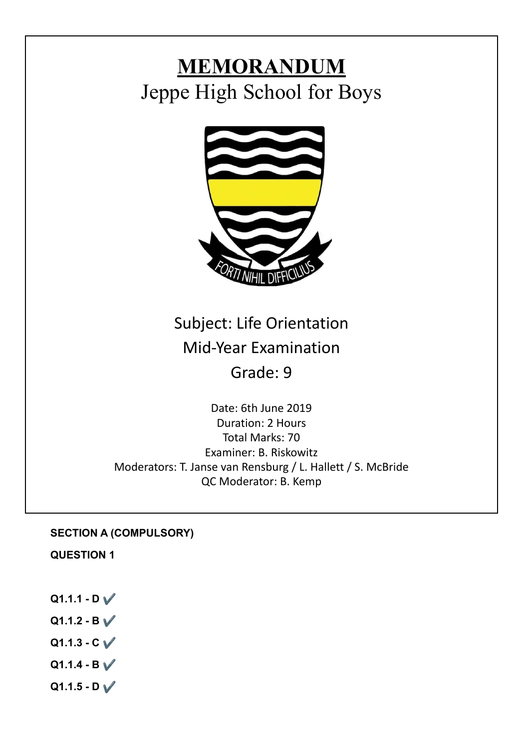# MEMORANDUM

## Jeppe High School for Boys

FORTI NIHIL DIFFICILIUS

Subject: Life Orientation

Mid-Year Examination

Grade: 9

Date: 6th June 2019
Duration: 2 Hours
Total Marks: 70
Examiner: B. Riskowitz
Moderators: T. Janse van Rensburg / L. Hallett / S. McBride
QC Moderator: B. Kemp

**SECTION A (COMPULSORY)**

**QUESTION 1**

**Q1.1.1 - D** ✔

**Q1.1.2 - B** ✔

**Q1.1.3 - C** ✔

**Q1.1.4 - B** ✔

**Q1.1.5 - D** ✔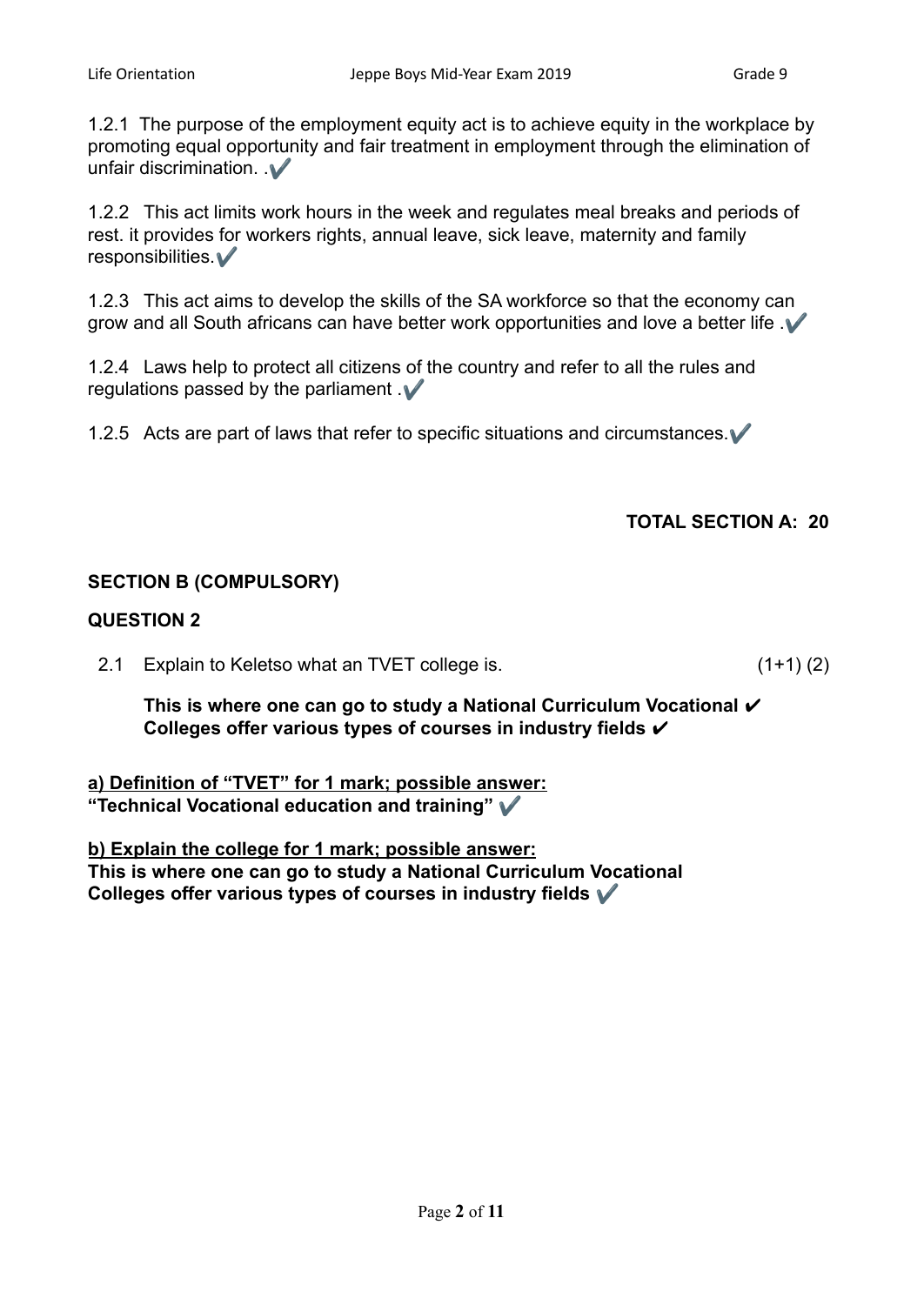1.2.1 The purpose of the employment equity act is to achieve equity in the workplace by promoting equal opportunity and fair treatment in employment through the elimination of unfair discrimination. .✔

1.2.2 This act limits work hours in the week and regulates meal breaks and periods of rest. it provides for workers rights, annual leave, sick leave, maternity and family responsibilities.✔

1.2.3 This act aims to develop the skills of the SA workforce so that the economy can grow and all South africans can have better work opportunities and love a better life .✔

1.2.4 Laws help to protect all citizens of the country and refer to all the rules and regulations passed by the parliament .✔

1.2.5 Acts are part of laws that refer to specific situations and circumstances.✔

**TOTAL SECTION A: 20**

## SECTION B (COMPULSORY)

### QUESTION 2

2.1 Explain to Keletso what an TVET college is. (1+1) (2)

**This is where one can go to study a National Curriculum Vocational ✔**
**Colleges offer various types of courses in industry fields ✔**

**<u>a) Definition of "TVET" for 1 mark; possible answer:</u>**
**"Technical Vocational education and training" ✔**

**<u>b) Explain the college for 1 mark; possible answer:</u>**
**This is where one can go to study a National Curriculum Vocational**
**Colleges offer various types of courses in industry fields ✔**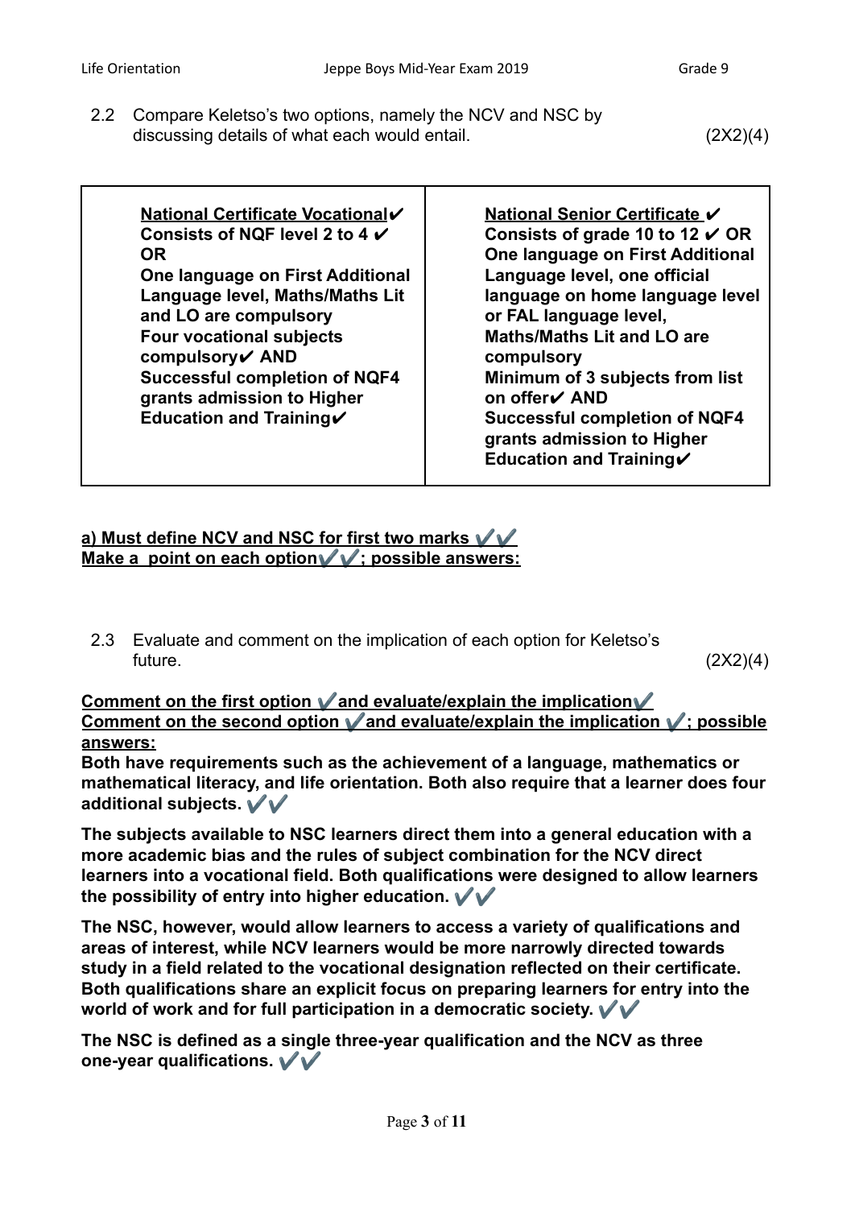2.2 Compare Keletso's two options, namely the NCV and NSC by discussing details of what each would entail. (2X2)(4)

| **<u>National Certificate Vocational</u>✔** | **<u>National Senior Certificate</u> ✔** |
|---|---|
| **Consists of NQF level 2 to 4 ✔ OR One language on First Additional Language level, Maths/Maths Lit and LO are compulsory Four vocational subjects compulsory✔ AND Successful completion of NQF4 grants admission to Higher Education and Training✔** | **Consists of grade 10 to 12 ✔ OR One language on First Additional Language level, one official language on home language level or FAL language level, Maths/Maths Lit and LO are compulsory Minimum of 3 subjects from list on offer✔ AND Successful completion of NQF4 grants admission to Higher Education and Training✔** |

**<u>a) Must define NCV and NSC for first two marks ✔✔</u>**
**<u>Make a point on each option✔✔; possible answers:</u>**

2.3 Evaluate and comment on the implication of each option for Keletso's future. (2X2)(4)

**<u>Comment on the first option ✔and evaluate/explain the implication✔</u>**
**<u>Comment on the second option ✔and evaluate/explain the implication ✔; possible answers:</u>**

**Both have requirements such as the achievement of a language, mathematics or mathematical literacy, and life orientation. Both also require that a learner does four additional subjects. ✔✔**

**The subjects available to NSC learners direct them into a general education with a more academic bias and the rules of subject combination for the NCV direct learners into a vocational field. Both qualifications were designed to allow learners the possibility of entry into higher education. ✔✔**

**The NSC, however, would allow learners to access a variety of qualifications and areas of interest, while NCV learners would be more narrowly directed towards study in a field related to the vocational designation reflected on their certificate. Both qualifications share an explicit focus on preparing learners for entry into the world of work and for full participation in a democratic society. ✔✔**

**The NSC is defined as a single three-year qualification and the NCV as three one-year qualifications. ✔✔**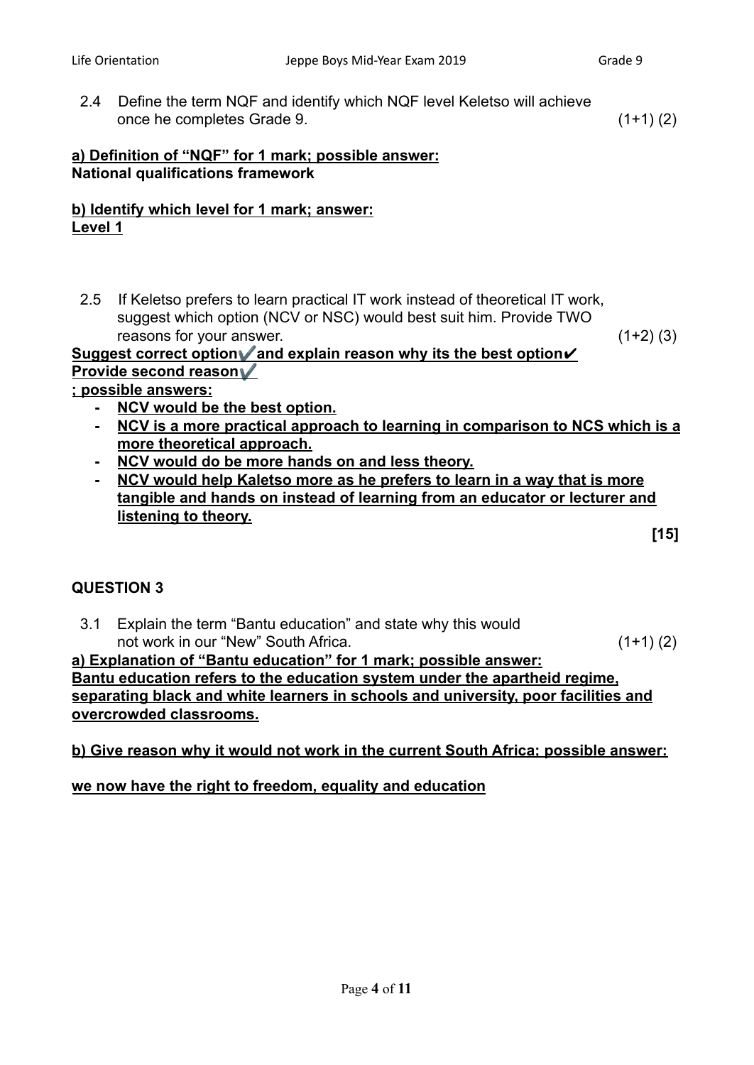2.4 Define the term NQF and identify which NQF level Keletso will achieve once he completes Grade 9. (1+1) (2)

**<u>a) Definition of "NQF" for 1 mark; possible answer:</u>**
**National qualifications framework**

**<u>b) Identify which level for 1 mark; answer:</u>**
**<u>Level 1</u>**

2.5 If Keletso prefers to learn practical IT work instead of theoretical IT work, suggest which option (NCV or NSC) would best suit him. Provide TWO reasons for your answer. (1+2) (3)

**<u>Suggest correct option✔ and explain reason why its the best option✔</u>**
**<u>Provide second reason✔</u>**
**<u>; possible answers:</u>**

- **<u>NCV would be the best option.</u>**
- **<u>NCV is a more practical approach to learning in comparison to NCS which is a more theoretical approach.</u>**
- **<u>NCV would do be more hands on and less theory.</u>**
- **<u>NCV would help Kaletso more as he prefers to learn in a way that is more tangible and hands on instead of learning from an educator or lecturer and listening to theory.</u>**

**[15]**

## QUESTION 3

3.1 Explain the term "Bantu education" and state why this would not work in our "New" South Africa. (1+1) (2)

**<u>a) Explanation of "Bantu education" for 1 mark; possible answer:</u>**
**<u>Bantu education refers to the education system under the apartheid regime, separating black and white learners in schools and university, poor facilities and overcrowded classrooms.</u>**

**<u>b) Give reason why it would not work in the current South Africa; possible answer:</u>**

**<u>we now have the right to freedom, equality and education</u>**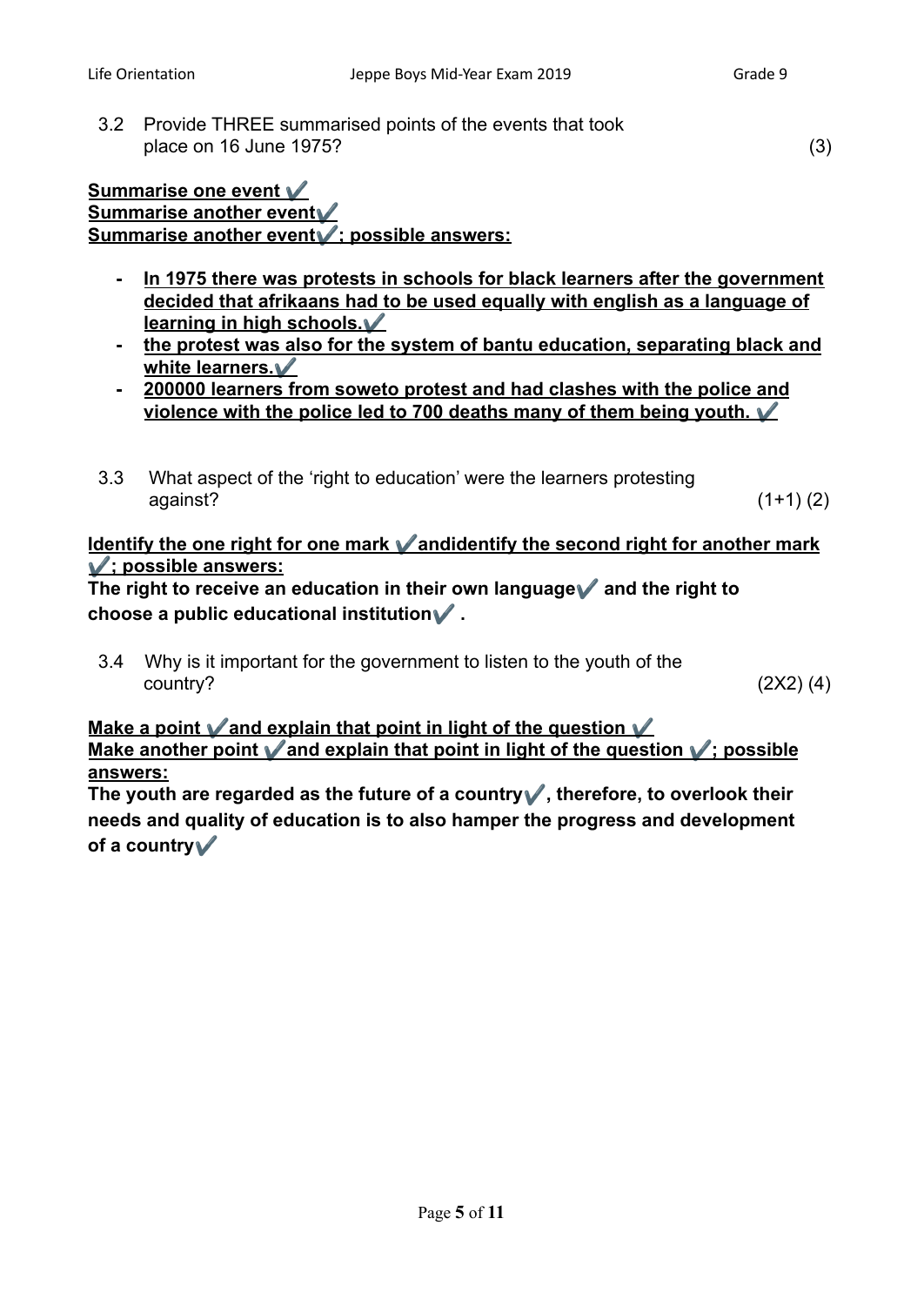3.2 Provide THREE summarised points of the events that took place on 16 June 1975? (3)

**Summarise one event ✔**
**Summarise another event✔**
**Summarise another event✔; possible answers:**

- **In 1975 there was protests in schools for black learners after the government decided that afrikaans had to be used equally with english as a language of learning in high schools.✔**
- **the protest was also for the system of bantu education, separating black and white learners.✔**
- **200000 learners from soweto protest and had clashes with the police and violence with the police led to 700 deaths many of them being youth. ✔**

3.3 What aspect of the 'right to education' were the learners protesting against? (1+1) (2)

**Identify the one right for one mark ✔andidentify the second right for another mark ✔; possible answers:**

**The right to receive an education in their own language✔ and the right to choose a public educational institution✔ .**

3.4 Why is it important for the government to listen to the youth of the country? (2X2) (4)

**Make a point ✔and explain that point in light of the question ✔**
**Make another point ✔and explain that point in light of the question ✔; possible answers:**

**The youth are regarded as the future of a country✔, therefore, to overlook their needs and quality of education is to also hamper the progress and development of a country✔**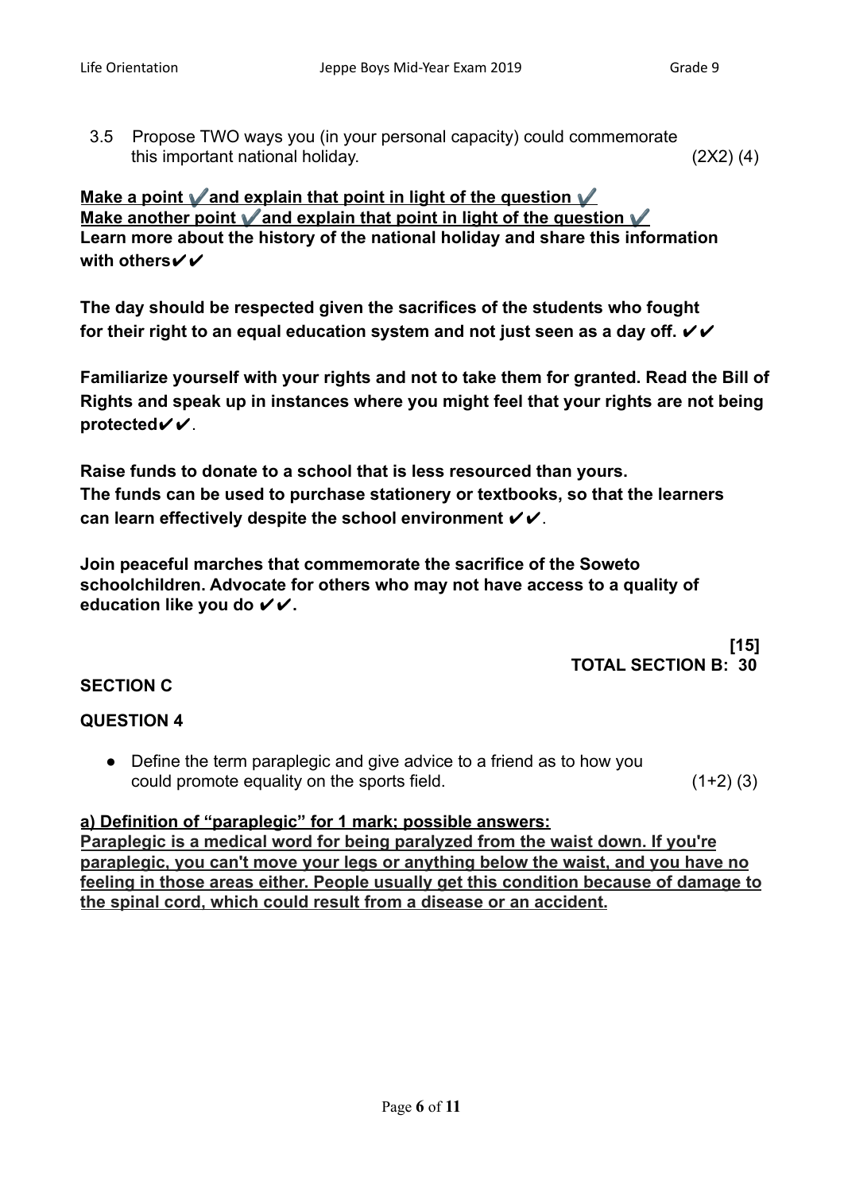3.5 Propose TWO ways you (in your personal capacity) could commemorate this important national holiday. (2X2) (4)

**<u>Make a point ✔ and explain that point in light of the question ✔</u>**
**<u>Make another point ✔ and explain that point in light of the question ✔</u>**
**Learn more about the history of the national holiday and share this information with others✔✔**

**The day should be respected given the sacrifices of the students who fought for their right to an equal education system and not just seen as a day off. ✔✔**

**Familiarize yourself with your rights and not to take them for granted. Read the Bill of Rights and speak up in instances where you might feel that your rights are not being protected✔✔.**

**Raise funds to donate to a school that is less resourced than yours. The funds can be used to purchase stationery or textbooks, so that the learners can learn effectively despite the school environment ✔✔.**

**Join peaceful marches that commemorate the sacrifice of the Soweto schoolchildren. Advocate for others who may not have access to a quality of education like you do ✔✔.**

**[15]**
**TOTAL SECTION B: 30**

## SECTION C

### QUESTION 4

- Define the term paraplegic and give advice to a friend as to how you could promote equality on the sports field. (1+2) (3)

**<u>a) Definition of "paraplegic" for 1 mark; possible answers:</u>**
**<u>Paraplegic is a medical word for being paralyzed from the waist down. If you're paraplegic, you can't move your legs or anything below the waist, and you have no feeling in those areas either. People usually get this condition because of damage to the spinal cord, which could result from a disease or an accident.</u>**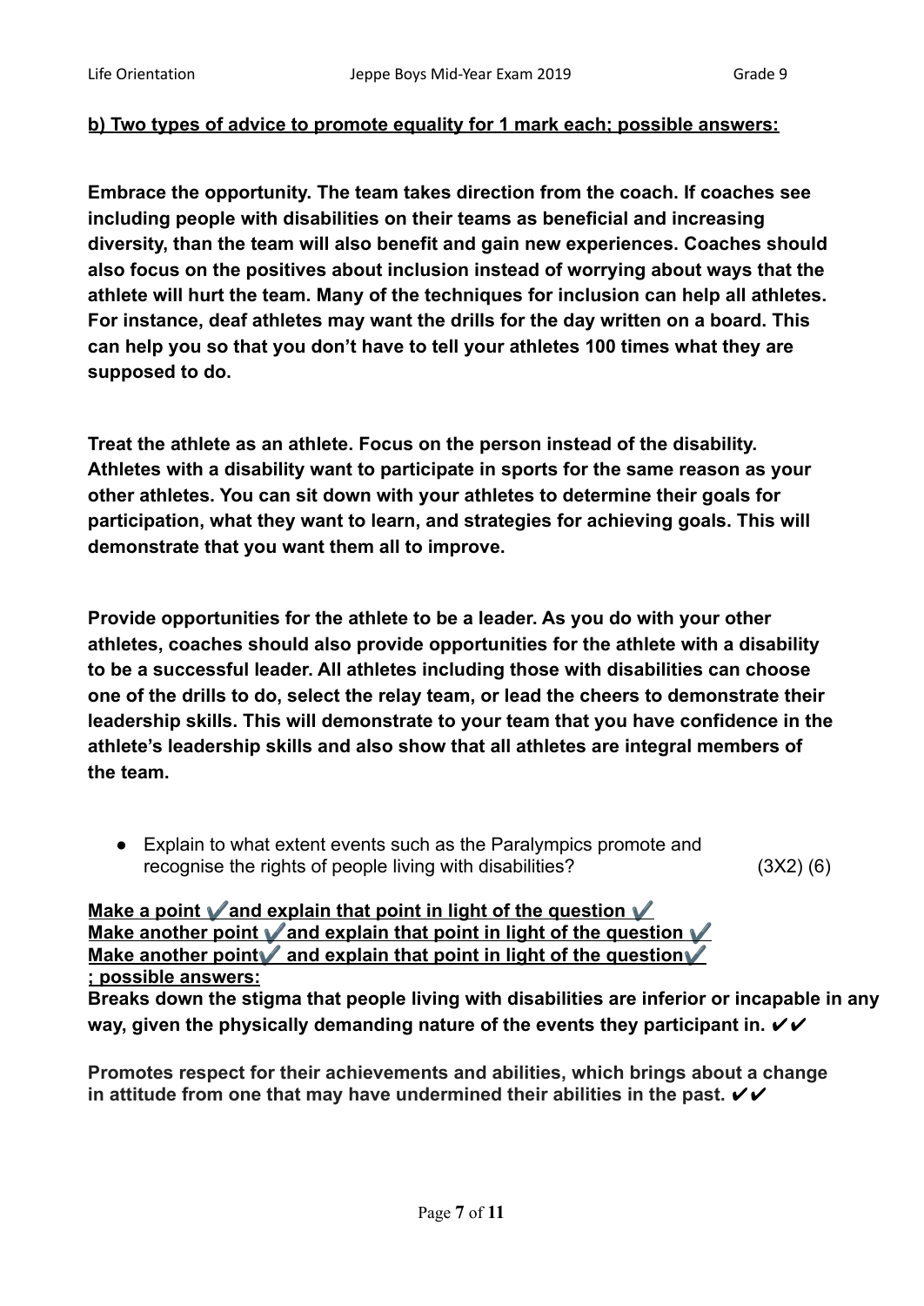**b) Two types of advice to promote equality for 1 mark each; possible answers:**

**Embrace the opportunity. The team takes direction from the coach. If coaches see including people with disabilities on their teams as beneficial and increasing diversity, than the team will also benefit and gain new experiences. Coaches should also focus on the positives about inclusion instead of worrying about ways that the athlete will hurt the team. Many of the techniques for inclusion can help all athletes. For instance, deaf athletes may want the drills for the day written on a board. This can help you so that you don't have to tell your athletes 100 times what they are supposed to do.**

**Treat the athlete as an athlete. Focus on the person instead of the disability. Athletes with a disability want to participate in sports for the same reason as your other athletes. You can sit down with your athletes to determine their goals for participation, what they want to learn, and strategies for achieving goals. This will demonstrate that you want them all to improve.**

**Provide opportunities for the athlete to be a leader. As you do with your other athletes, coaches should also provide opportunities for the athlete with a disability to be a successful leader. All athletes including those with disabilities can choose one of the drills to do, select the relay team, or lead the cheers to demonstrate their leadership skills. This will demonstrate to your team that you have confidence in the athlete's leadership skills and also show that all athletes are integral members of the team.**

- Explain to what extent events such as the Paralympics promote and recognise the rights of people living with disabilities? (3X2) (6)

**Make a point ✔ and explain that point in light of the question ✔**
**Make another point ✔ and explain that point in light of the question ✔**
**Make another point ✔ and explain that point in light of the question ✔**
**; possible answers:**

**Breaks down the stigma that people living with disabilities are inferior or incapable in any way, given the physically demanding nature of the events they participant in. ✔✔**

**Promotes respect for their achievements and abilities, which brings about a change in attitude from one that may have undermined their abilities in the past. ✔✔**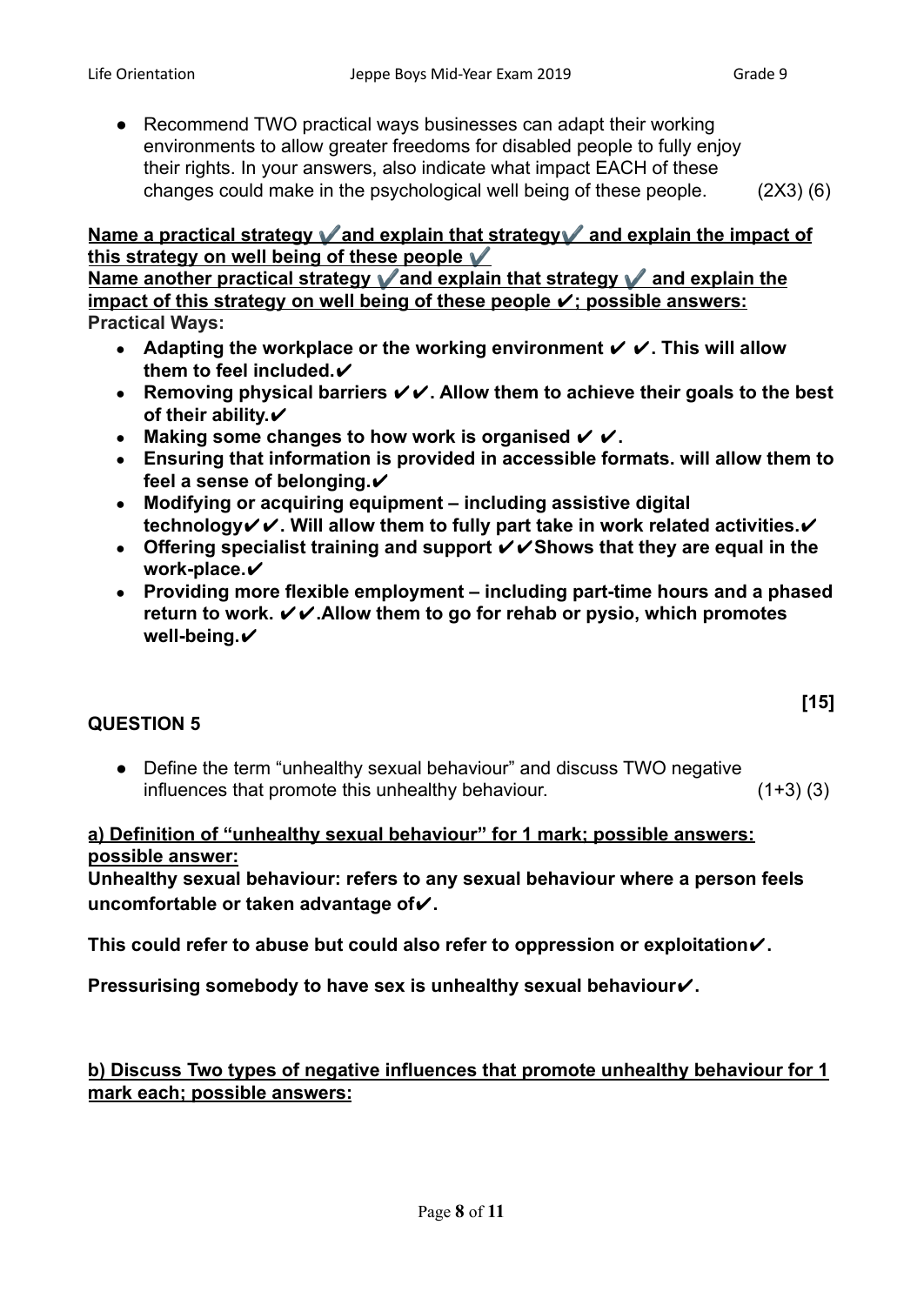- Recommend TWO practical ways businesses can adapt their working environments to allow greater freedoms for disabled people to fully enjoy their rights. In your answers, also indicate what impact EACH of these changes could make in the psychological well being of these people. (2X3) (6)

**Name a practical strategy ✔ and explain that strategy ✔ and explain the impact of this strategy on well being of these people ✔**
**Name another practical strategy ✔ and explain that strategy ✔ and explain the impact of this strategy on well being of these people ✔; possible answers:**
**Practical Ways:**

- **Adapting the workplace or the working environment ✔ ✔. This will allow them to feel included.✔**
- **Removing physical barriers ✔✔. Allow them to achieve their goals to the best of their ability.✔**
- **Making some changes to how work is organised ✔ ✔.**
- **Ensuring that information is provided in accessible formats. will allow them to feel a sense of belonging.✔**
- **Modifying or acquiring equipment – including assistive digital technology✔✔. Will allow them to fully part take in work related activities.✔**
- **Offering specialist training and support ✔✔Shows that they are equal in the work-place.✔**
- **Providing more flexible employment – including part-time hours and a phased return to work. ✔✔.Allow them to go for rehab or pysio, which promotes well-being.✔**

**[15]**

**QUESTION 5**

- Define the term "unhealthy sexual behaviour" and discuss TWO negative influences that promote this unhealthy behaviour. (1+3) (3)

**a) Definition of "unhealthy sexual behaviour" for 1 mark; possible answers: possible answer:**

**Unhealthy sexual behaviour: refers to any sexual behaviour where a person feels uncomfortable or taken advantage of✔.**

**This could refer to abuse but could also refer to oppression or exploitation✔.**

**Pressurising somebody to have sex is unhealthy sexual behaviour✔.**

**b) Discuss Two types of negative influences that promote unhealthy behaviour for 1 mark each; possible answers:**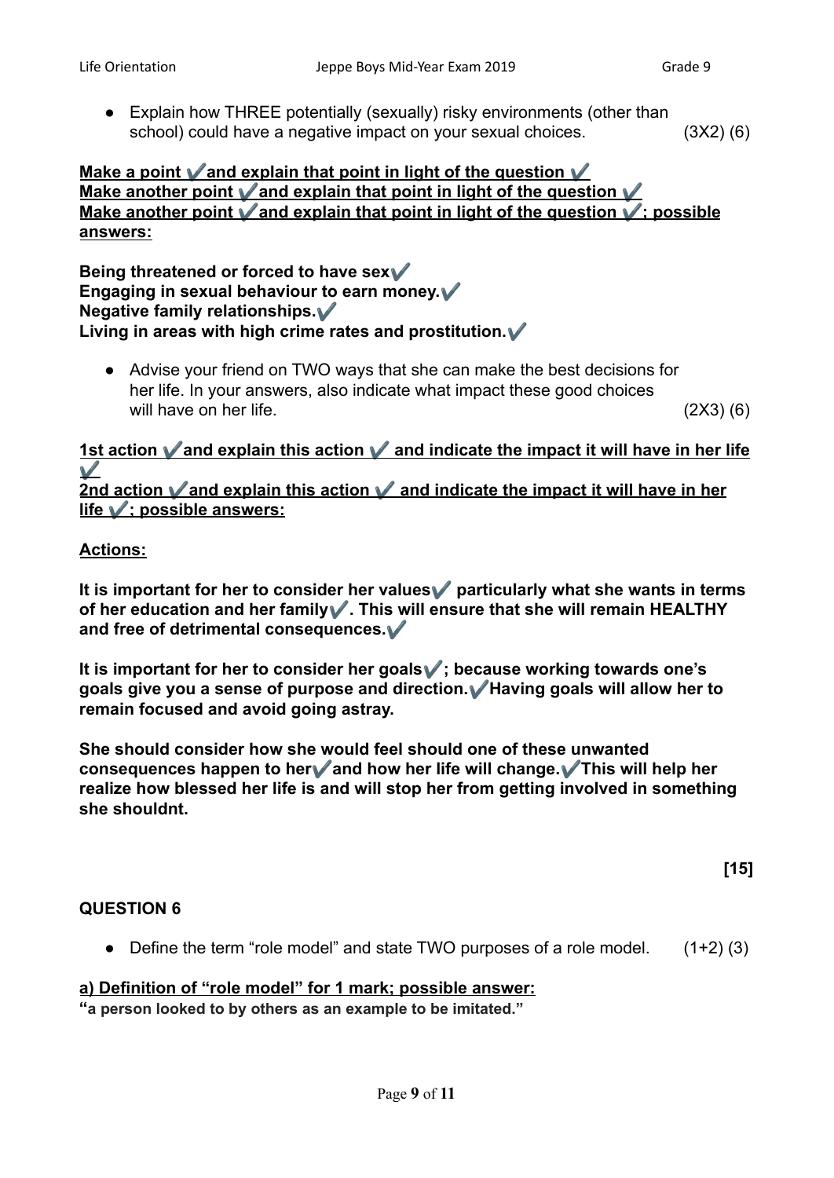- Explain how THREE potentially (sexually) risky environments (other than school) could have a negative impact on your sexual choices. (3X2) (6)

**<u>Make a point ✓ and explain that point in light of the question ✓</u>**
**<u>Make another point ✓ and explain that point in light of the question ✓</u>**
**<u>Make another point ✓ and explain that point in light of the question ✓; possible answers:</u>**

**Being threatened or forced to have sex ✓**
**Engaging in sexual behaviour to earn money. ✓**
**Negative family relationships. ✓**
**Living in areas with high crime rates and prostitution. ✓**

- Advise your friend on TWO ways that she can make the best decisions for her life. In your answers, also indicate what impact these good choices will have on her life. (2X3) (6)

**<u>1st action ✓ and explain this action ✓ and indicate the impact it will have in her life ✓</u>**
**<u>2nd action ✓ and explain this action ✓ and indicate the impact it will have in her life ✓; possible answers:</u>**

**<u>Actions:</u>**

**It is important for her to consider her values ✓ particularly what she wants in terms of her education and her family ✓. This will ensure that she will remain HEALTHY and free of detrimental consequences. ✓**

**It is important for her to consider her goals ✓; because working towards one's goals give you a sense of purpose and direction. ✓ Having goals will allow her to remain focused and avoid going astray.**

**She should consider how she would feel should one of these unwanted consequences happen to her ✓ and how her life will change. ✓ This will help her realize how blessed her life is and will stop her from getting involved in something she shouldnt.**

**[15]**

## QUESTION 6

- Define the term "role model" and state TWO purposes of a role model. (1+2) (3)

**<u>a) Definition of "role model" for 1 mark; possible answer:</u>**
**"a person looked to by others as an example to be imitated."**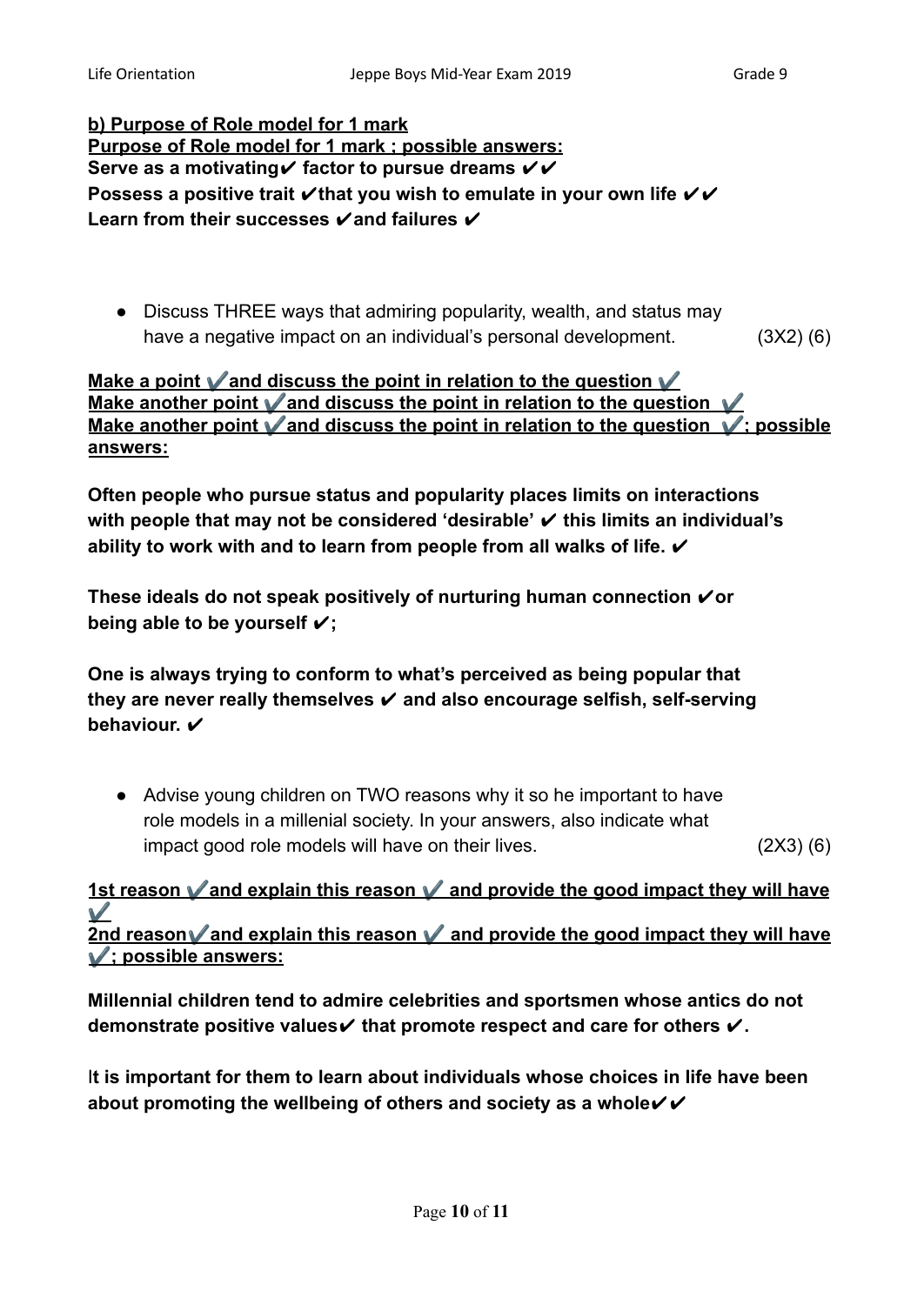**b) Purpose of Role model for 1 mark**
**Purpose of Role model for 1 mark ; possible answers:**
**Serve as a motivating✔ factor to pursue dreams ✔✔**
**Possess a positive trait ✔that you wish to emulate in your own life ✔✔**
**Learn from their successes ✔and failures ✔**

- Discuss THREE ways that admiring popularity, wealth, and status may have a negative impact on an individual's personal development. (3X2) (6)

**Make a point ✔and discuss the point in relation to the question ✔**
**Make another point ✔and discuss the point in relation to the question ✔**
**Make another point ✔and discuss the point in relation to the question ✔; possible answers:**

**Often people who pursue status and popularity places limits on interactions with people that may not be considered 'desirable' ✔ this limits an individual's ability to work with and to learn from people from all walks of life. ✔**

**These ideals do not speak positively of nurturing human connection ✔or being able to be yourself ✔;**

**One is always trying to conform to what's perceived as being popular that they are never really themselves ✔ and also encourage selfish, self-serving behaviour. ✔**

- Advise young children on TWO reasons why it so he important to have role models in a millenial society. In your answers, also indicate what impact good role models will have on their lives. (2X3) (6)

**1st reason ✔and explain this reason ✔ and provide the good impact they will have ✔**
**2nd reason✔and explain this reason ✔ and provide the good impact they will have ✔; possible answers:**

**Millennial children tend to admire celebrities and sportsmen whose antics do not demonstrate positive values✔ that promote respect and care for others ✔.**

**It is important for them to learn about individuals whose choices in life have been about promoting the wellbeing of others and society as a whole✔✔**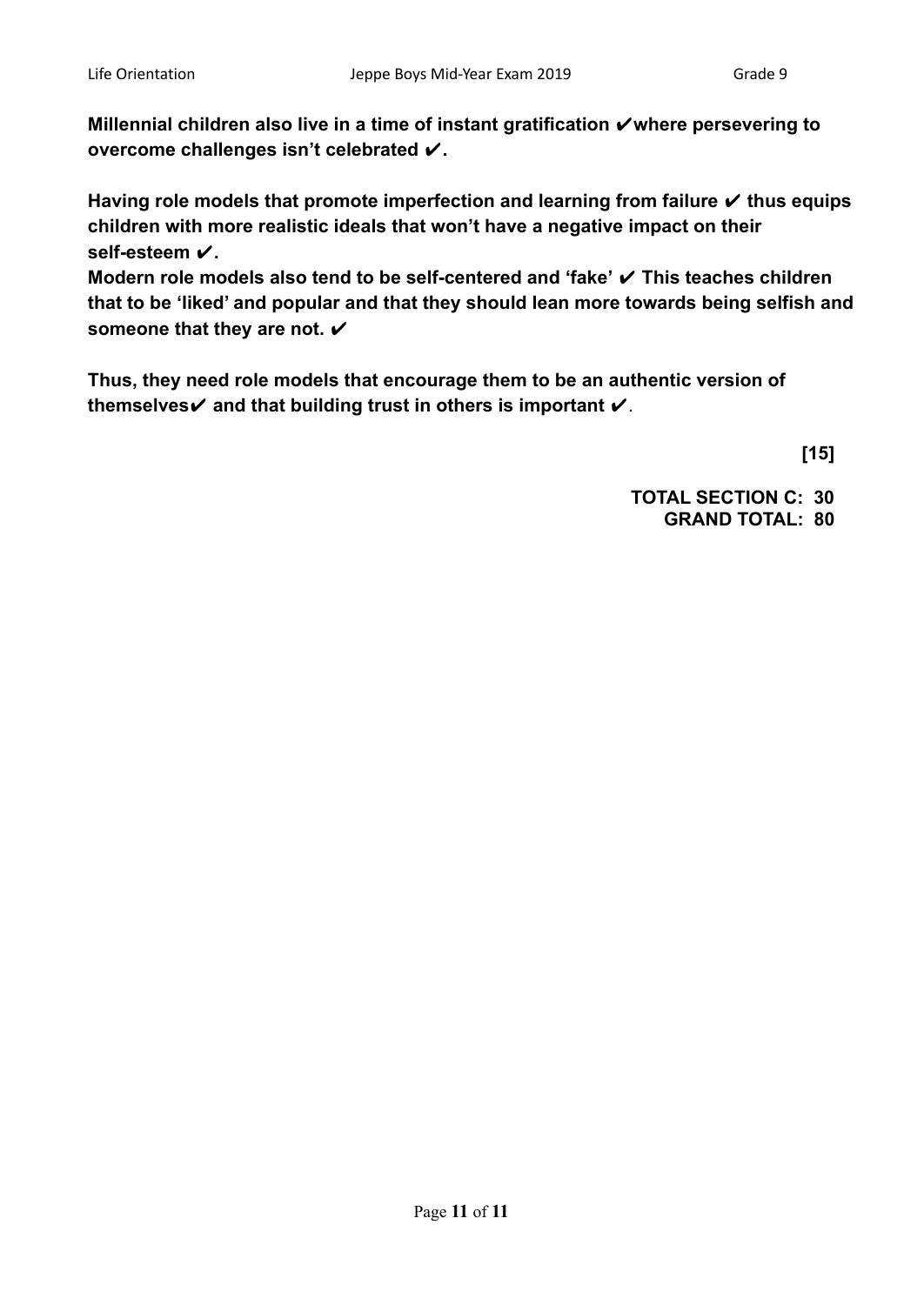**Millennial children also live in a time of instant gratification ✔where persevering to overcome challenges isn't celebrated ✔.**

**Having role models that promote imperfection and learning from failure ✔ thus equips children with more realistic ideals that won't have a negative impact on their self-esteem ✔.**
**Modern role models also tend to be self-centered and 'fake' ✔ This teaches children that to be 'liked' and popular and that they should lean more towards being selfish and someone that they are not. ✔**

**Thus, they need role models that encourage them to be an authentic version of themselves✔ and that building trust in others is important ✔.**

**[15]**

**TOTAL SECTION C: 30**
**GRAND TOTAL: 80**